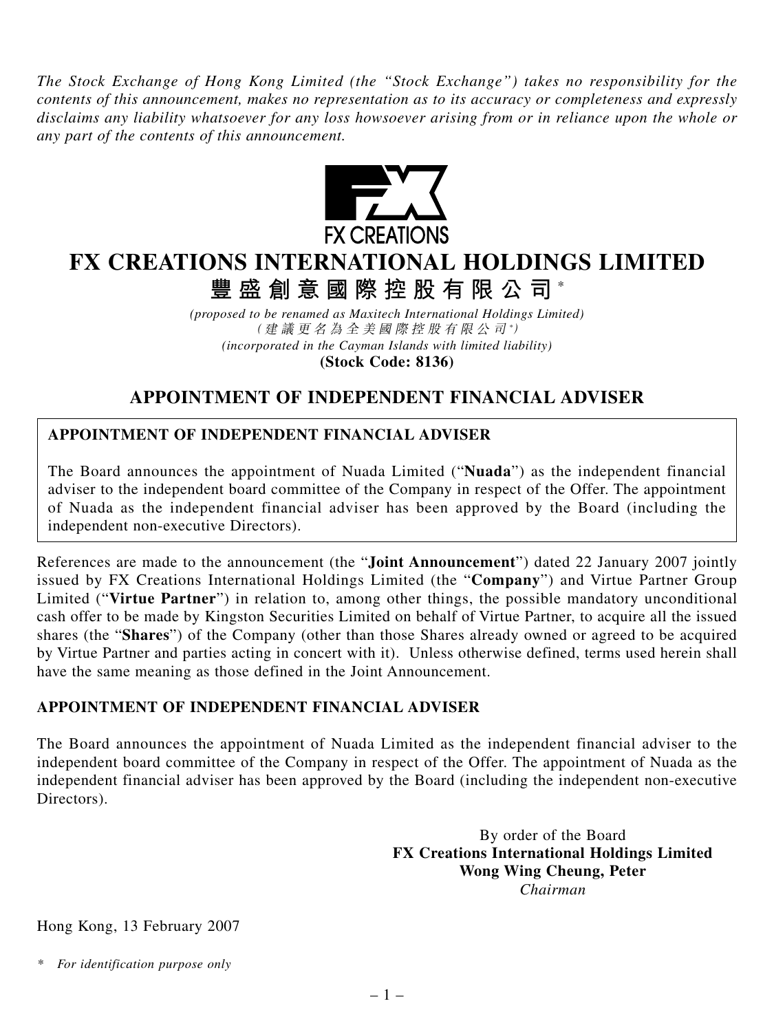*The Stock Exchange of Hong Kong Limited (the "Stock Exchange") takes no responsibility for the contents of this announcement, makes no representation as to its accuracy or completeness and expressly disclaims any liability whatsoever for any loss howsoever arising from or in reliance upon the whole or any part of the contents of this announcement.*

FX CREATIONS

# FX CREATIONS INTERNATIONAL HOLDINGS LIMITED

# 豐盛創意國際控股有限公司*

*(proposed to be renamed as Maxitech International Holdings Limited)*
*(建議更名為全美國際控股有限公司*)*
*(incorporated in the Cayman Islands with limited liability)*
**(Stock Code: 8136)**

## APPOINTMENT OF INDEPENDENT FINANCIAL ADVISER

**APPOINTMENT OF INDEPENDENT FINANCIAL ADVISER**

The Board announces the appointment of Nuada Limited ("**Nuada**") as the independent financial adviser to the independent board committee of the Company in respect of the Offer. The appointment of Nuada as the independent financial adviser has been approved by the Board (including the independent non-executive Directors).

References are made to the announcement (the "**Joint Announcement**") dated 22 January 2007 jointly issued by FX Creations International Holdings Limited (the "**Company**") and Virtue Partner Group Limited ("**Virtue Partner**") in relation to, among other things, the possible mandatory unconditional cash offer to be made by Kingston Securities Limited on behalf of Virtue Partner, to acquire all the issued shares (the "**Shares**") of the Company (other than those Shares already owned or agreed to be acquired by Virtue Partner and parties acting in concert with it). Unless otherwise defined, terms used herein shall have the same meaning as those defined in the Joint Announcement.

**APPOINTMENT OF INDEPENDENT FINANCIAL ADVISER**

The Board announces the appointment of Nuada Limited as the independent financial adviser to the independent board committee of the Company in respect of the Offer. The appointment of Nuada as the independent financial adviser has been approved by the Board (including the independent non-executive Directors).

By order of the Board
**FX Creations International Holdings Limited**
**Wong Wing Cheung, Peter**
*Chairman*

Hong Kong, 13 February 2007

\* *For identification purpose only*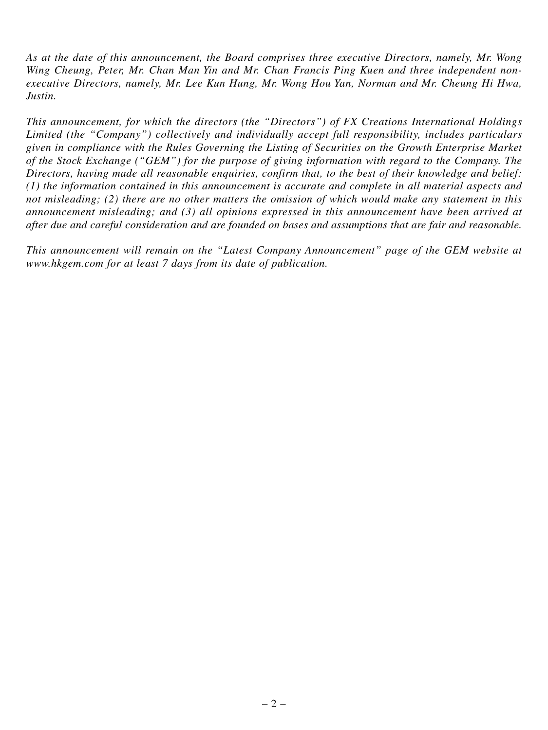*As at the date of this announcement, the Board comprises three executive Directors, namely, Mr. Wong Wing Cheung, Peter, Mr. Chan Man Yin and Mr. Chan Francis Ping Kuen and three independent non-executive Directors, namely, Mr. Lee Kun Hung, Mr. Wong Hou Yan, Norman and Mr. Cheung Hi Hwa, Justin.*

*This announcement, for which the directors (the "Directors") of FX Creations International Holdings Limited (the "Company") collectively and individually accept full responsibility, includes particulars given in compliance with the Rules Governing the Listing of Securities on the Growth Enterprise Market of the Stock Exchange ("GEM") for the purpose of giving information with regard to the Company. The Directors, having made all reasonable enquiries, confirm that, to the best of their knowledge and belief: (1) the information contained in this announcement is accurate and complete in all material aspects and not misleading; (2) there are no other matters the omission of which would make any statement in this announcement misleading; and (3) all opinions expressed in this announcement have been arrived at after due and careful consideration and are founded on bases and assumptions that are fair and reasonable.*

*This announcement will remain on the "Latest Company Announcement" page of the GEM website at www.hkgem.com for at least 7 days from its date of publication.*